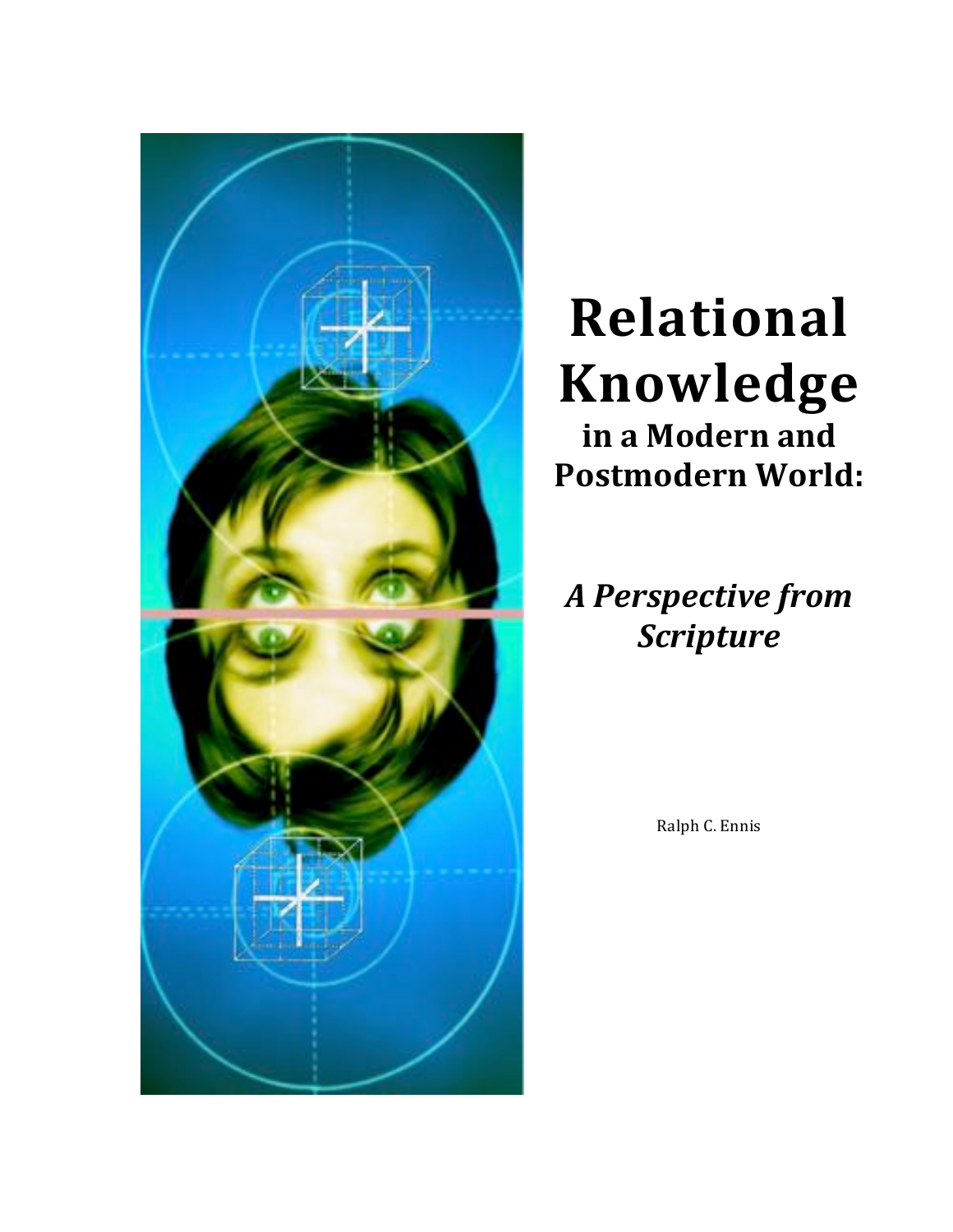# Relational Knowledge

### in a Modern and Postmodern World:

### *A Perspective from Scripture*

Ralph C. Ennis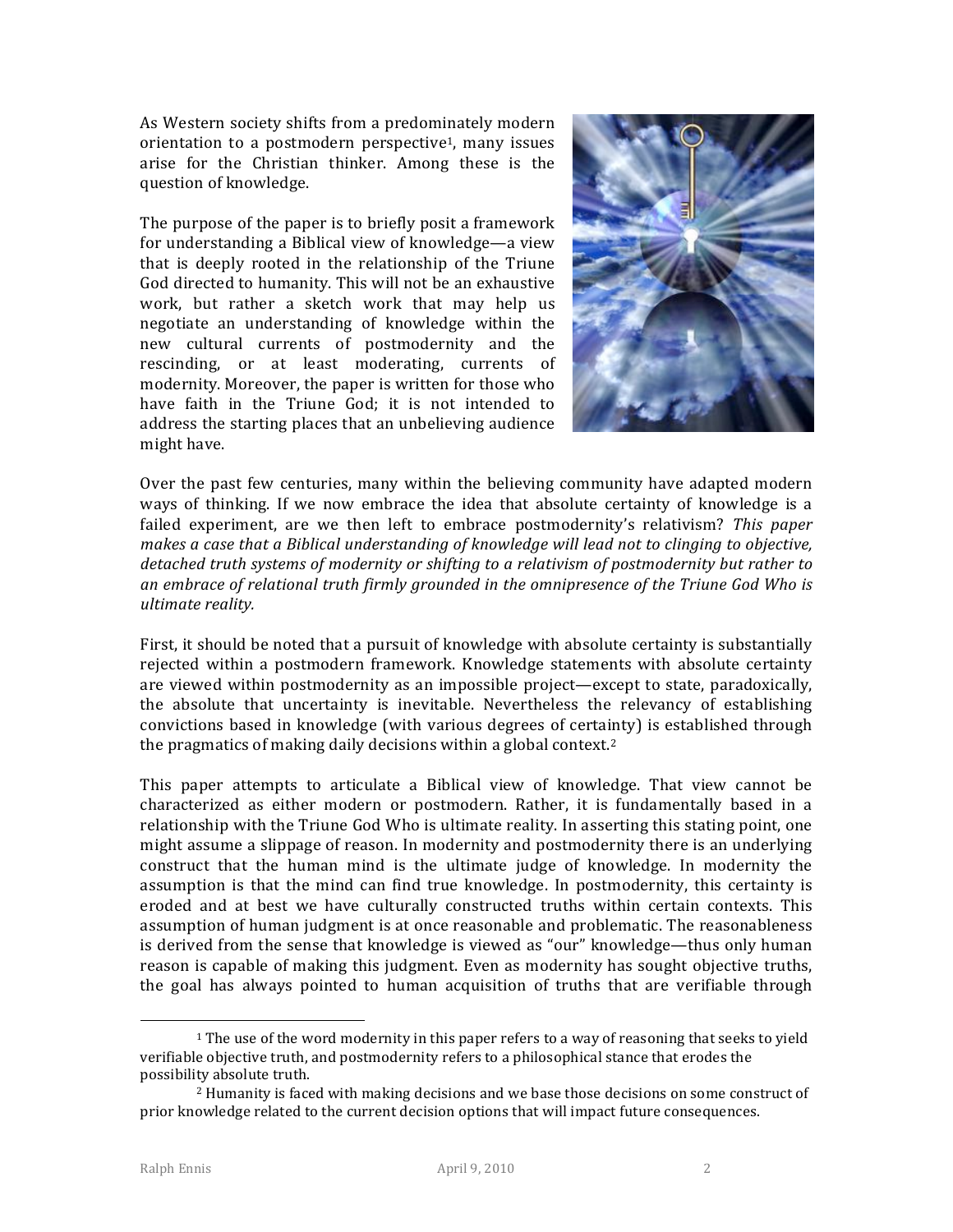As Western society shifts from a predominately modern orientation to a postmodern perspective[1], many issues arise for the Christian thinker. Among these is the question of knowledge.

The purpose of the paper is to briefly posit a framework for understanding a Biblical view of knowledge—a view that is deeply rooted in the relationship of the Triune God directed to humanity. This will not be an exhaustive work, but rather a sketch work that may help us negotiate an understanding of knowledge within the new cultural currents of postmodernity and the rescinding, or at least moderating, currents of modernity. Moreover, the paper is written for those who have faith in the Triune God; it is not intended to address the starting places that an unbelieving audience might have.

Over the past few centuries, many within the believing community have adapted modern ways of thinking. If we now embrace the idea that absolute certainty of knowledge is a failed experiment, are we then left to embrace postmodernity's relativism? *This paper makes a case that a Biblical understanding of knowledge will lead not to clinging to objective, detached truth systems of modernity or shifting to a relativism of postmodernity but rather to an embrace of relational truth firmly grounded in the omnipresence of the Triune God Who is ultimate reality.*

First, it should be noted that a pursuit of knowledge with absolute certainty is substantially rejected within a postmodern framework. Knowledge statements with absolute certainty are viewed within postmodernity as an impossible project—except to state, paradoxically, the absolute that uncertainty is inevitable. Nevertheless the relevancy of establishing convictions based in knowledge (with various degrees of certainty) is established through the pragmatics of making daily decisions within a global context.[2]

This paper attempts to articulate a Biblical view of knowledge. That view cannot be characterized as either modern or postmodern. Rather, it is fundamentally based in a relationship with the Triune God Who is ultimate reality. In asserting this stating point, one might assume a slippage of reason. In modernity and postmodernity there is an underlying construct that the human mind is the ultimate judge of knowledge. In modernity the assumption is that the mind can find true knowledge. In postmodernity, this certainty is eroded and at best we have culturally constructed truths within certain contexts. This assumption of human judgment is at once reasonable and problematic. The reasonableness is derived from the sense that knowledge is viewed as "our" knowledge—thus only human reason is capable of making this judgment. Even as modernity has sought objective truths, the goal has always pointed to human acquisition of truths that are verifiable through

---

[1] The use of the word modernity in this paper refers to a way of reasoning that seeks to yield verifiable objective truth, and postmodernity refers to a philosophical stance that erodes the possibility absolute truth.

[2] Humanity is faced with making decisions and we base those decisions on some construct of prior knowledge related to the current decision options that will impact future consequences.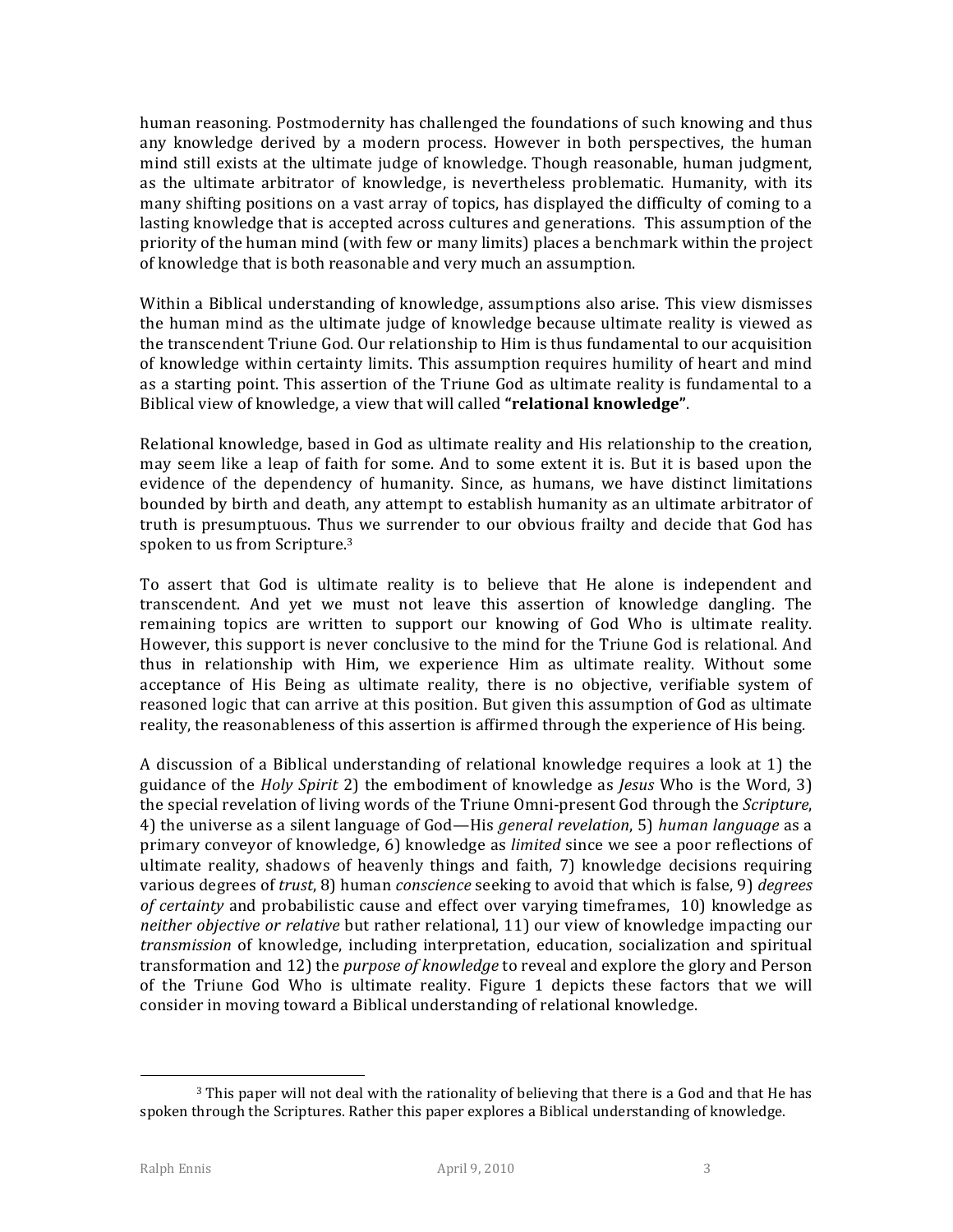human reasoning. Postmodernity has challenged the foundations of such knowing and thus any knowledge derived by a modern process. However in both perspectives, the human mind still exists at the ultimate judge of knowledge. Though reasonable, human judgment, as the ultimate arbitrator of knowledge, is nevertheless problematic. Humanity, with its many shifting positions on a vast array of topics, has displayed the difficulty of coming to a lasting knowledge that is accepted across cultures and generations. This assumption of the priority of the human mind (with few or many limits) places a benchmark within the project of knowledge that is both reasonable and very much an assumption.

Within a Biblical understanding of knowledge, assumptions also arise. This view dismisses the human mind as the ultimate judge of knowledge because ultimate reality is viewed as the transcendent Triune God. Our relationship to Him is thus fundamental to our acquisition of knowledge within certainty limits. This assumption requires humility of heart and mind as a starting point. This assertion of the Triune God as ultimate reality is fundamental to a Biblical view of knowledge, a view that will called **"relational knowledge"**.

Relational knowledge, based in God as ultimate reality and His relationship to the creation, may seem like a leap of faith for some. And to some extent it is. But it is based upon the evidence of the dependency of humanity. Since, as humans, we have distinct limitations bounded by birth and death, any attempt to establish humanity as an ultimate arbitrator of truth is presumptuous. Thus we surrender to our obvious frailty and decide that God has spoken to us from Scripture.[3]

To assert that God is ultimate reality is to believe that He alone is independent and transcendent. And yet we must not leave this assertion of knowledge dangling. The remaining topics are written to support our knowing of God Who is ultimate reality. However, this support is never conclusive to the mind for the Triune God is relational. And thus in relationship with Him, we experience Him as ultimate reality. Without some acceptance of His Being as ultimate reality, there is no objective, verifiable system of reasoned logic that can arrive at this position. But given this assumption of God as ultimate reality, the reasonableness of this assertion is affirmed through the experience of His being.

A discussion of a Biblical understanding of relational knowledge requires a look at 1) the guidance of the *Holy Spirit* 2) the embodiment of knowledge as *Jesus* Who is the Word, 3) the special revelation of living words of the Triune Omni-present God through the *Scripture*, 4) the universe as a silent language of God—His *general revelation*, 5) *human language* as a primary conveyor of knowledge, 6) knowledge as *limited* since we see a poor reflections of ultimate reality, shadows of heavenly things and faith, 7) knowledge decisions requiring various degrees of *trust*, 8) human *conscience* seeking to avoid that which is false, 9) *degrees of certainty* and probabilistic cause and effect over varying timeframes, 10) knowledge as *neither objective or relative* but rather relational, 11) our view of knowledge impacting our *transmission* of knowledge, including interpretation, education, socialization and spiritual transformation and 12) the *purpose of knowledge* to reveal and explore the glory and Person of the Triune God Who is ultimate reality. Figure 1 depicts these factors that we will consider in moving toward a Biblical understanding of relational knowledge.

[3] This paper will not deal with the rationality of believing that there is a God and that He has spoken through the Scriptures. Rather this paper explores a Biblical understanding of knowledge.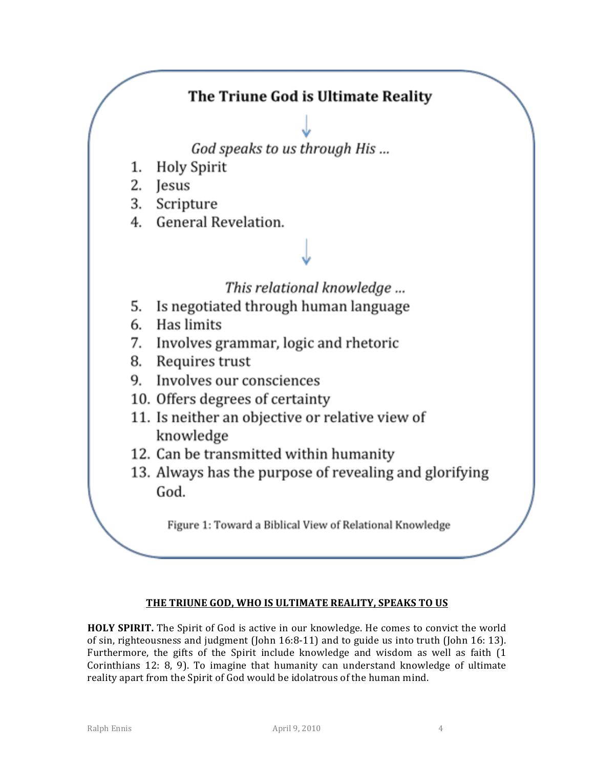**The Triune God is Ultimate Reality**

↓

*God speaks to us through His …*

1. Holy Spirit
2. Jesus
3. Scripture
4. General Revelation.

↓

*This relational knowledge …*

5. Is negotiated through human language
6. Has limits
7. Involves grammar, logic and rhetoric
8. Requires trust
9. Involves our consciences
10. Offers degrees of certainty
11. Is neither an objective or relative view of knowledge
12. Can be transmitted within humanity
13. Always has the purpose of revealing and glorifying God.

Figure 1: Toward a Biblical View of Relational Knowledge

## THE TRIUNE GOD, WHO IS ULTIMATE REALITY, SPEAKS TO US

**HOLY SPIRIT.** The Spirit of God is active in our knowledge. He comes to convict the world of sin, righteousness and judgment (John 16:8-11) and to guide us into truth (John 16: 13). Furthermore, the gifts of the Spirit include knowledge and wisdom as well as faith (1 Corinthians 12: 8, 9). To imagine that humanity can understand knowledge of ultimate reality apart from the Spirit of God would be idolatrous of the human mind.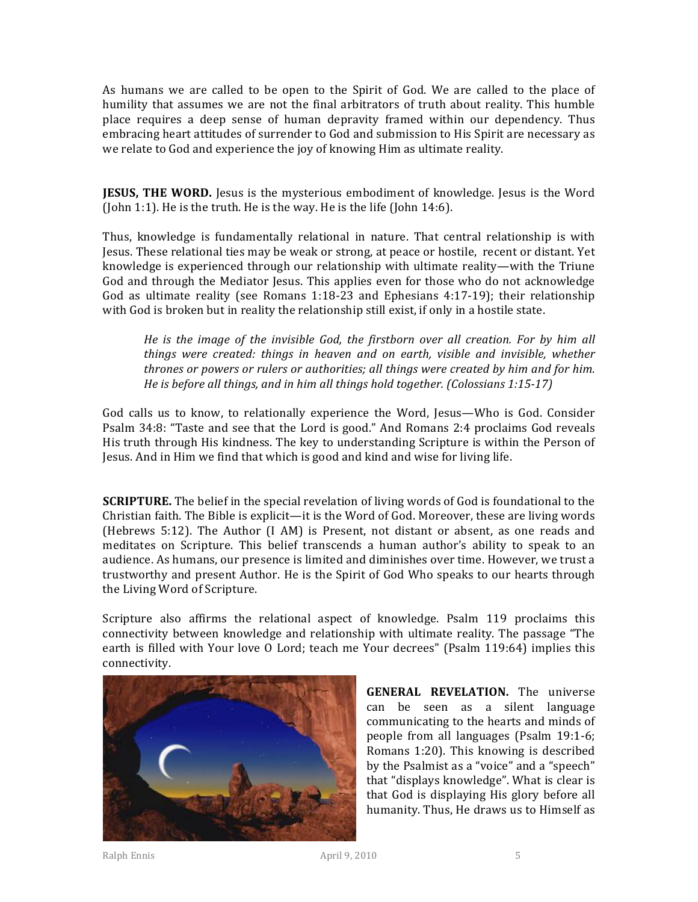As humans we are called to be open to the Spirit of God. We are called to the place of humility that assumes we are not the final arbitrators of truth about reality. This humble place requires a deep sense of human depravity framed within our dependency. Thus embracing heart attitudes of surrender to God and submission to His Spirit are necessary as we relate to God and experience the joy of knowing Him as ultimate reality.

**JESUS, THE WORD.** Jesus is the mysterious embodiment of knowledge. Jesus is the Word (John 1:1). He is the truth. He is the way. He is the life (John 14:6).

Thus, knowledge is fundamentally relational in nature. That central relationship is with Jesus. These relational ties may be weak or strong, at peace or hostile, recent or distant. Yet knowledge is experienced through our relationship with ultimate reality—with the Triune God and through the Mediator Jesus. This applies even for those who do not acknowledge God as ultimate reality (see Romans 1:18-23 and Ephesians 4:17-19); their relationship with God is broken but in reality the relationship still exist, if only in a hostile state.

> *He is the image of the invisible God, the firstborn over all creation. For by him all things were created: things in heaven and on earth, visible and invisible, whether thrones or powers or rulers or authorities; all things were created by him and for him. He is before all things, and in him all things hold together. (Colossians 1:15-17)*

God calls us to know, to relationally experience the Word, Jesus—Who is God. Consider Psalm 34:8: "Taste and see that the Lord is good." And Romans 2:4 proclaims God reveals His truth through His kindness. The key to understanding Scripture is within the Person of Jesus. And in Him we find that which is good and kind and wise for living life.

**SCRIPTURE.** The belief in the special revelation of living words of God is foundational to the Christian faith. The Bible is explicit—it is the Word of God. Moreover, these are living words (Hebrews 5:12). The Author (I AM) is Present, not distant or absent, as one reads and meditates on Scripture. This belief transcends a human author's ability to speak to an audience. As humans, our presence is limited and diminishes over time. However, we trust a trustworthy and present Author. He is the Spirit of God Who speaks to our hearts through the Living Word of Scripture.

Scripture also affirms the relational aspect of knowledge. Psalm 119 proclaims this connectivity between knowledge and relationship with ultimate reality. The passage "The earth is filled with Your love O Lord; teach me Your decrees" (Psalm 119:64) implies this connectivity.

**GENERAL REVELATION.** The universe can be seen as a silent language communicating to the hearts and minds of people from all languages (Psalm 19:1-6; Romans 1:20). This knowing is described by the Psalmist as a "voice" and a "speech" that "displays knowledge". What is clear is that God is displaying His glory before all humanity. Thus, He draws us to Himself as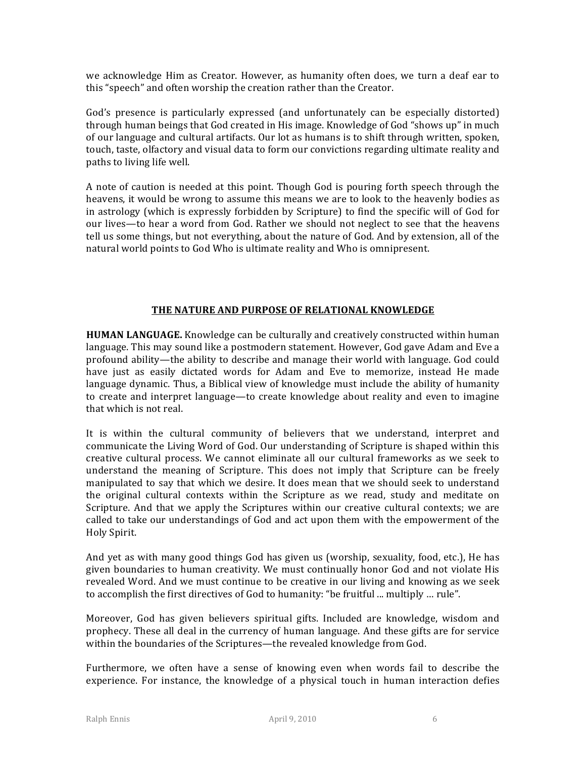we acknowledge Him as Creator. However, as humanity often does, we turn a deaf ear to this "speech" and often worship the creation rather than the Creator.

God's presence is particularly expressed (and unfortunately can be especially distorted) through human beings that God created in His image. Knowledge of God "shows up" in much of our language and cultural artifacts. Our lot as humans is to shift through written, spoken, touch, taste, olfactory and visual data to form our convictions regarding ultimate reality and paths to living life well.

A note of caution is needed at this point. Though God is pouring forth speech through the heavens, it would be wrong to assume this means we are to look to the heavenly bodies as in astrology (which is expressly forbidden by Scripture) to find the specific will of God for our lives—to hear a word from God. Rather we should not neglect to see that the heavens tell us some things, but not everything, about the nature of God. And by extension, all of the natural world points to God Who is ultimate reality and Who is omnipresent.

## THE NATURE AND PURPOSE OF RELATIONAL KNOWLEDGE

**HUMAN LANGUAGE.** Knowledge can be culturally and creatively constructed within human language. This may sound like a postmodern statement. However, God gave Adam and Eve a profound ability—the ability to describe and manage their world with language. God could have just as easily dictated words for Adam and Eve to memorize, instead He made language dynamic. Thus, a Biblical view of knowledge must include the ability of humanity to create and interpret language—to create knowledge about reality and even to imagine that which is not real.

It is within the cultural community of believers that we understand, interpret and communicate the Living Word of God. Our understanding of Scripture is shaped within this creative cultural process. We cannot eliminate all our cultural frameworks as we seek to understand the meaning of Scripture. This does not imply that Scripture can be freely manipulated to say that which we desire. It does mean that we should seek to understand the original cultural contexts within the Scripture as we read, study and meditate on Scripture. And that we apply the Scriptures within our creative cultural contexts; we are called to take our understandings of God and act upon them with the empowerment of the Holy Spirit.

And yet as with many good things God has given us (worship, sexuality, food, etc.), He has given boundaries to human creativity. We must continually honor God and not violate His revealed Word. And we must continue to be creative in our living and knowing as we seek to accomplish the first directives of God to humanity: "be fruitful ... multiply … rule".

Moreover, God has given believers spiritual gifts. Included are knowledge, wisdom and prophecy. These all deal in the currency of human language. And these gifts are for service within the boundaries of the Scriptures—the revealed knowledge from God.

Furthermore, we often have a sense of knowing even when words fail to describe the experience. For instance, the knowledge of a physical touch in human interaction defies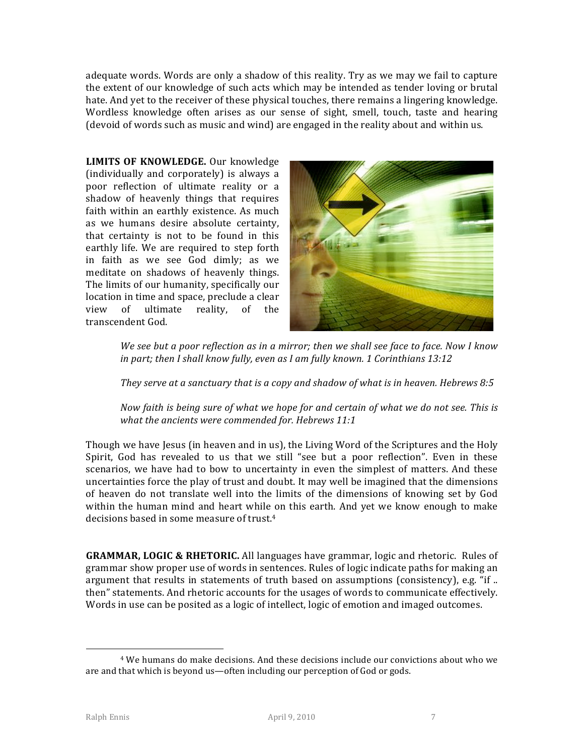adequate words. Words are only a shadow of this reality. Try as we may we fail to capture the extent of our knowledge of such acts which may be intended as tender loving or brutal hate. And yet to the receiver of these physical touches, there remains a lingering knowledge. Wordless knowledge often arises as our sense of sight, smell, touch, taste and hearing (devoid of words such as music and wind) are engaged in the reality about and within us.

**LIMITS OF KNOWLEDGE.** Our knowledge (individually and corporately) is always a poor reflection of ultimate reality or a shadow of heavenly things that requires faith within an earthly existence. As much as we humans desire absolute certainty, that certainty is not to be found in this earthly life. We are required to step forth in faith as we see God dimly; as we meditate on shadows of heavenly things. The limits of our humanity, specifically our location in time and space, preclude a clear view of ultimate reality, of the transcendent God.

> *We see but a poor reflection as in a mirror; then we shall see face to face. Now I know in part; then I shall know fully, even as I am fully known. 1 Corinthians 13:12*
>
> *They serve at a sanctuary that is a copy and shadow of what is in heaven. Hebrews 8:5*
>
> *Now faith is being sure of what we hope for and certain of what we do not see. This is what the ancients were commended for. Hebrews 11:1*

Though we have Jesus (in heaven and in us), the Living Word of the Scriptures and the Holy Spirit, God has revealed to us that we still "see but a poor reflection". Even in these scenarios, we have had to bow to uncertainty in even the simplest of matters. And these uncertainties force the play of trust and doubt. It may well be imagined that the dimensions of heaven do not translate well into the limits of the dimensions of knowing set by God within the human mind and heart while on this earth. And yet we know enough to make decisions based in some measure of trust.[4]

**GRAMMAR, LOGIC & RHETORIC.** All languages have grammar, logic and rhetoric. Rules of grammar show proper use of words in sentences. Rules of logic indicate paths for making an argument that results in statements of truth based on assumptions (consistency), e.g. "if .. then" statements. And rhetoric accounts for the usages of words to communicate effectively. Words in use can be posited as a logic of intellect, logic of emotion and imaged outcomes.

---

[4] We humans do make decisions. And these decisions include our convictions about who we are and that which is beyond us—often including our perception of God or gods.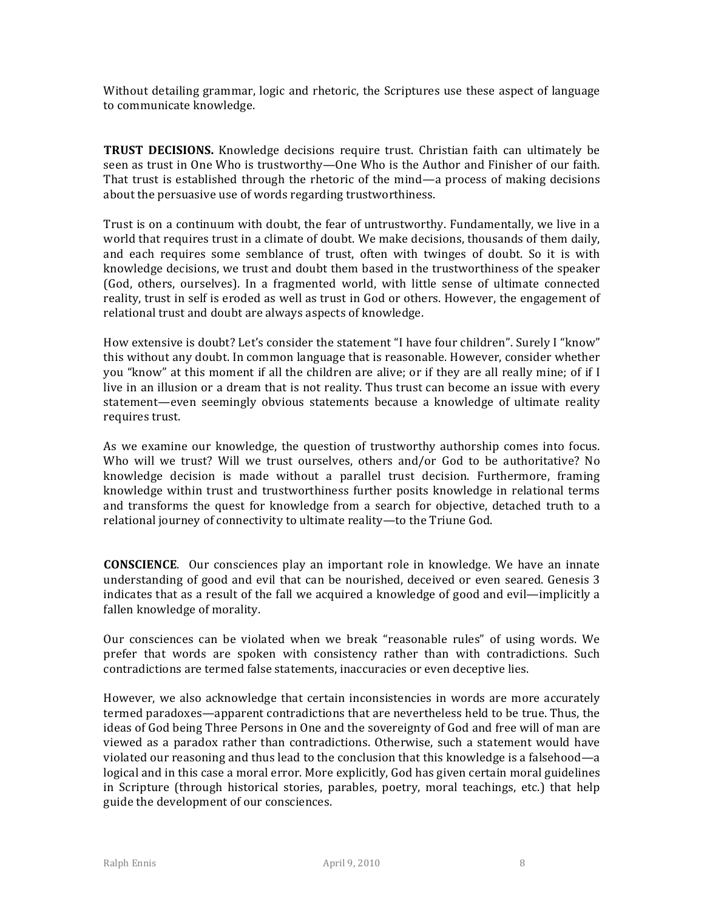Without detailing grammar, logic and rhetoric, the Scriptures use these aspect of language to communicate knowledge.

**TRUST DECISIONS.** Knowledge decisions require trust. Christian faith can ultimately be seen as trust in One Who is trustworthy—One Who is the Author and Finisher of our faith. That trust is established through the rhetoric of the mind—a process of making decisions about the persuasive use of words regarding trustworthiness.

Trust is on a continuum with doubt, the fear of untrustworthy. Fundamentally, we live in a world that requires trust in a climate of doubt. We make decisions, thousands of them daily, and each requires some semblance of trust, often with twinges of doubt. So it is with knowledge decisions, we trust and doubt them based in the trustworthiness of the speaker (God, others, ourselves). In a fragmented world, with little sense of ultimate connected reality, trust in self is eroded as well as trust in God or others. However, the engagement of relational trust and doubt are always aspects of knowledge.

How extensive is doubt? Let's consider the statement "I have four children". Surely I "know" this without any doubt. In common language that is reasonable. However, consider whether you "know" at this moment if all the children are alive; or if they are all really mine; of if I live in an illusion or a dream that is not reality. Thus trust can become an issue with every statement—even seemingly obvious statements because a knowledge of ultimate reality requires trust.

As we examine our knowledge, the question of trustworthy authorship comes into focus. Who will we trust? Will we trust ourselves, others and/or God to be authoritative? No knowledge decision is made without a parallel trust decision. Furthermore, framing knowledge within trust and trustworthiness further posits knowledge in relational terms and transforms the quest for knowledge from a search for objective, detached truth to a relational journey of connectivity to ultimate reality—to the Triune God.

**CONSCIENCE**. Our consciences play an important role in knowledge. We have an innate understanding of good and evil that can be nourished, deceived or even seared. Genesis 3 indicates that as a result of the fall we acquired a knowledge of good and evil—implicitly a fallen knowledge of morality.

Our consciences can be violated when we break "reasonable rules" of using words. We prefer that words are spoken with consistency rather than with contradictions. Such contradictions are termed false statements, inaccuracies or even deceptive lies.

However, we also acknowledge that certain inconsistencies in words are more accurately termed paradoxes—apparent contradictions that are nevertheless held to be true. Thus, the ideas of God being Three Persons in One and the sovereignty of God and free will of man are viewed as a paradox rather than contradictions. Otherwise, such a statement would have violated our reasoning and thus lead to the conclusion that this knowledge is a falsehood—a logical and in this case a moral error. More explicitly, God has given certain moral guidelines in Scripture (through historical stories, parables, poetry, moral teachings, etc.) that help guide the development of our consciences.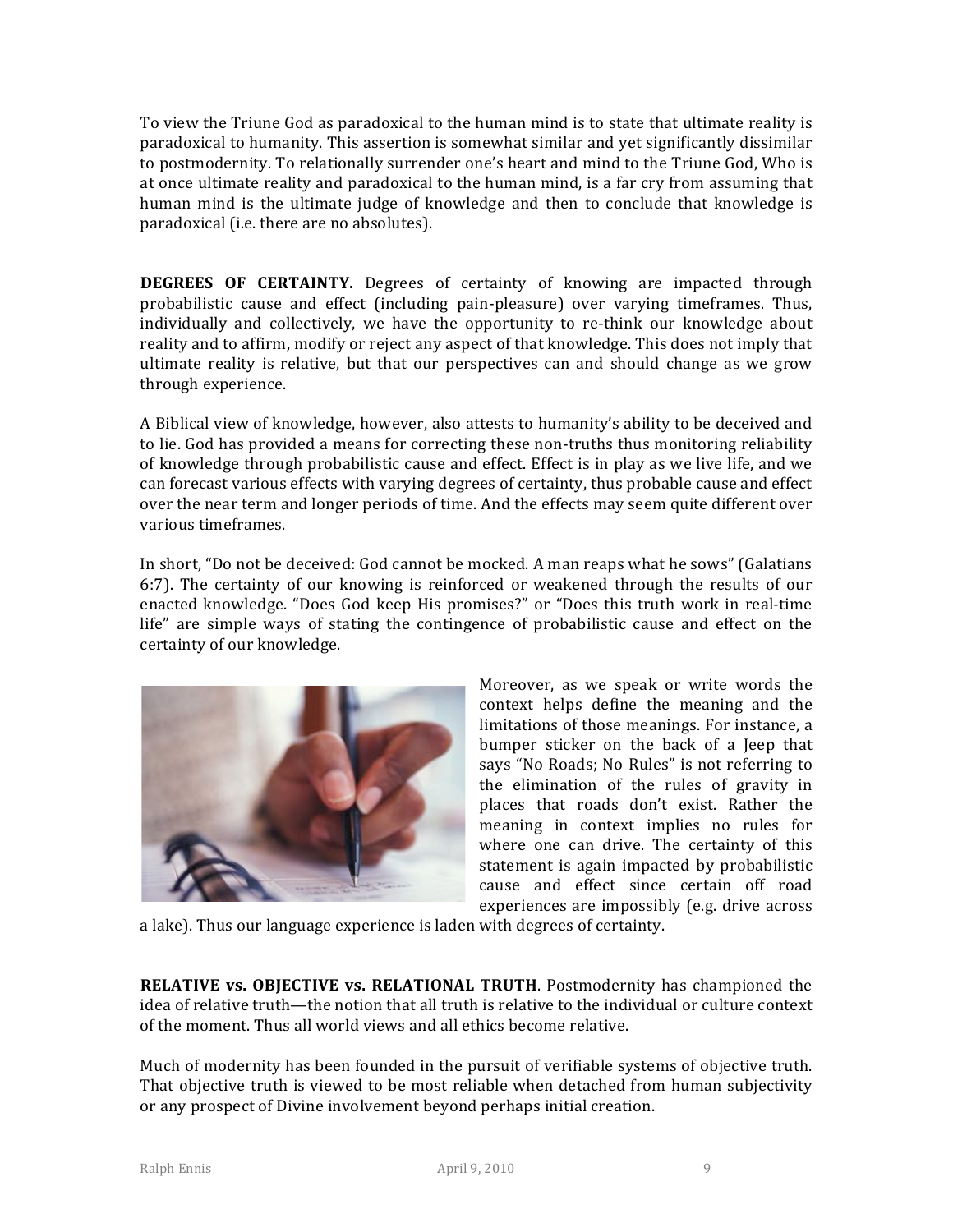To view the Triune God as paradoxical to the human mind is to state that ultimate reality is paradoxical to humanity. This assertion is somewhat similar and yet significantly dissimilar to postmodernity. To relationally surrender one's heart and mind to the Triune God, Who is at once ultimate reality and paradoxical to the human mind, is a far cry from assuming that human mind is the ultimate judge of knowledge and then to conclude that knowledge is paradoxical (i.e. there are no absolutes).

**DEGREES OF CERTAINTY.** Degrees of certainty of knowing are impacted through probabilistic cause and effect (including pain-pleasure) over varying timeframes. Thus, individually and collectively, we have the opportunity to re-think our knowledge about reality and to affirm, modify or reject any aspect of that knowledge. This does not imply that ultimate reality is relative, but that our perspectives can and should change as we grow through experience.

A Biblical view of knowledge, however, also attests to humanity's ability to be deceived and to lie. God has provided a means for correcting these non-truths thus monitoring reliability of knowledge through probabilistic cause and effect. Effect is in play as we live life, and we can forecast various effects with varying degrees of certainty, thus probable cause and effect over the near term and longer periods of time. And the effects may seem quite different over various timeframes.

In short, "Do not be deceived: God cannot be mocked. A man reaps what he sows" (Galatians 6:7). The certainty of our knowing is reinforced or weakened through the results of our enacted knowledge. "Does God keep His promises?" or "Does this truth work in real-time life" are simple ways of stating the contingence of probabilistic cause and effect on the certainty of our knowledge.

Moreover, as we speak or write words the context helps define the meaning and the limitations of those meanings. For instance, a bumper sticker on the back of a Jeep that says "No Roads; No Rules" is not referring to the elimination of the rules of gravity in places that roads don't exist. Rather the meaning in context implies no rules for where one can drive. The certainty of this statement is again impacted by probabilistic cause and effect since certain off road experiences are impossibly (e.g. drive across a lake). Thus our language experience is laden with degrees of certainty.

**RELATIVE vs. OBJECTIVE vs. RELATIONAL TRUTH**. Postmodernity has championed the idea of relative truth—the notion that all truth is relative to the individual or culture context of the moment. Thus all world views and all ethics become relative.

Much of modernity has been founded in the pursuit of verifiable systems of objective truth. That objective truth is viewed to be most reliable when detached from human subjectivity or any prospect of Divine involvement beyond perhaps initial creation.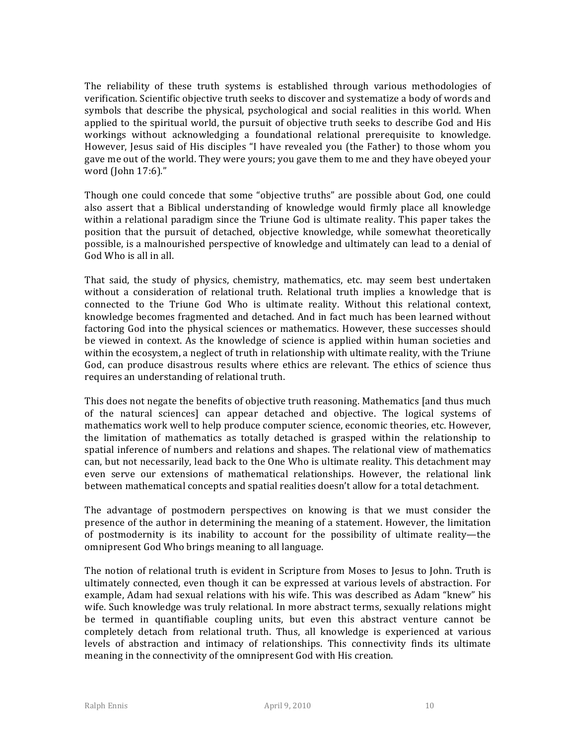The reliability of these truth systems is established through various methodologies of verification. Scientific objective truth seeks to discover and systematize a body of words and symbols that describe the physical, psychological and social realities in this world. When applied to the spiritual world, the pursuit of objective truth seeks to describe God and His workings without acknowledging a foundational relational prerequisite to knowledge. However, Jesus said of His disciples "I have revealed you (the Father) to those whom you gave me out of the world. They were yours; you gave them to me and they have obeyed your word (John 17:6)."

Though one could concede that some "objective truths" are possible about God, one could also assert that a Biblical understanding of knowledge would firmly place all knowledge within a relational paradigm since the Triune God is ultimate reality. This paper takes the position that the pursuit of detached, objective knowledge, while somewhat theoretically possible, is a malnourished perspective of knowledge and ultimately can lead to a denial of God Who is all in all.

That said, the study of physics, chemistry, mathematics, etc. may seem best undertaken without a consideration of relational truth. Relational truth implies a knowledge that is connected to the Triune God Who is ultimate reality. Without this relational context, knowledge becomes fragmented and detached. And in fact much has been learned without factoring God into the physical sciences or mathematics. However, these successes should be viewed in context. As the knowledge of science is applied within human societies and within the ecosystem, a neglect of truth in relationship with ultimate reality, with the Triune God, can produce disastrous results where ethics are relevant. The ethics of science thus requires an understanding of relational truth.

This does not negate the benefits of objective truth reasoning. Mathematics [and thus much of the natural sciences] can appear detached and objective. The logical systems of mathematics work well to help produce computer science, economic theories, etc. However, the limitation of mathematics as totally detached is grasped within the relationship to spatial inference of numbers and relations and shapes. The relational view of mathematics can, but not necessarily, lead back to the One Who is ultimate reality. This detachment may even serve our extensions of mathematical relationships. However, the relational link between mathematical concepts and spatial realities doesn't allow for a total detachment.

The advantage of postmodern perspectives on knowing is that we must consider the presence of the author in determining the meaning of a statement. However, the limitation of postmodernity is its inability to account for the possibility of ultimate reality—the omnipresent God Who brings meaning to all language.

The notion of relational truth is evident in Scripture from Moses to Jesus to John. Truth is ultimately connected, even though it can be expressed at various levels of abstraction. For example, Adam had sexual relations with his wife. This was described as Adam "knew" his wife. Such knowledge was truly relational. In more abstract terms, sexually relations might be termed in quantifiable coupling units, but even this abstract venture cannot be completely detach from relational truth. Thus, all knowledge is experienced at various levels of abstraction and intimacy of relationships. This connectivity finds its ultimate meaning in the connectivity of the omnipresent God with His creation.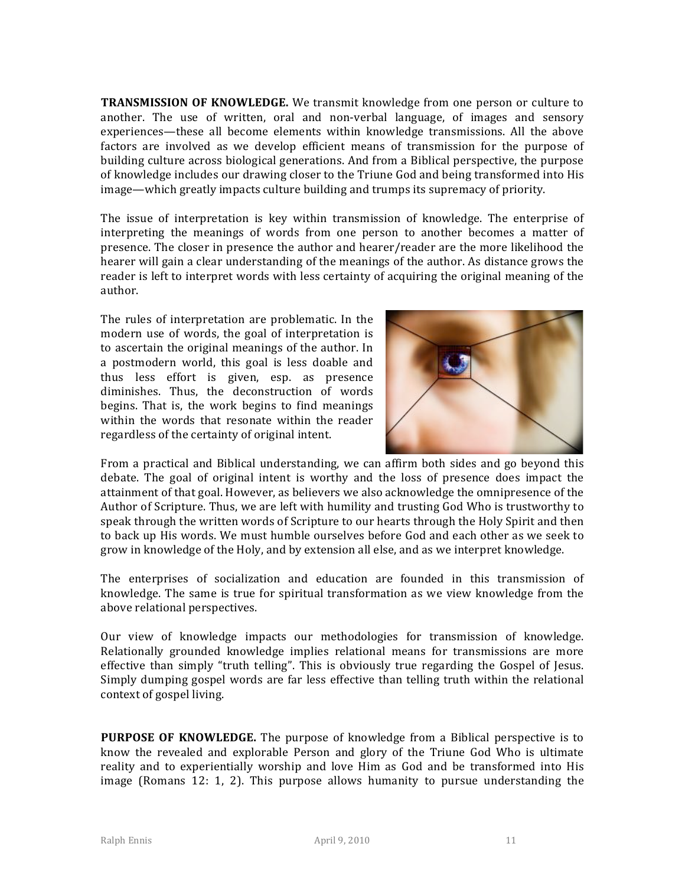**TRANSMISSION OF KNOWLEDGE.** We transmit knowledge from one person or culture to another. The use of written, oral and non-verbal language, of images and sensory experiences—these all become elements within knowledge transmissions. All the above factors are involved as we develop efficient means of transmission for the purpose of building culture across biological generations. And from a Biblical perspective, the purpose of knowledge includes our drawing closer to the Triune God and being transformed into His image—which greatly impacts culture building and trumps its supremacy of priority.

The issue of interpretation is key within transmission of knowledge. The enterprise of interpreting the meanings of words from one person to another becomes a matter of presence. The closer in presence the author and hearer/reader are the more likelihood the hearer will gain a clear understanding of the meanings of the author. As distance grows the reader is left to interpret words with less certainty of acquiring the original meaning of the author.

The rules of interpretation are problematic. In the modern use of words, the goal of interpretation is to ascertain the original meanings of the author. In a postmodern world, this goal is less doable and thus less effort is given, esp. as presence diminishes. Thus, the deconstruction of words begins. That is, the work begins to find meanings within the words that resonate within the reader regardless of the certainty of original intent.

From a practical and Biblical understanding, we can affirm both sides and go beyond this debate. The goal of original intent is worthy and the loss of presence does impact the attainment of that goal. However, as believers we also acknowledge the omnipresence of the Author of Scripture. Thus, we are left with humility and trusting God Who is trustworthy to speak through the written words of Scripture to our hearts through the Holy Spirit and then to back up His words. We must humble ourselves before God and each other as we seek to grow in knowledge of the Holy, and by extension all else, and as we interpret knowledge.

The enterprises of socialization and education are founded in this transmission of knowledge. The same is true for spiritual transformation as we view knowledge from the above relational perspectives.

Our view of knowledge impacts our methodologies for transmission of knowledge. Relationally grounded knowledge implies relational means for transmissions are more effective than simply "truth telling". This is obviously true regarding the Gospel of Jesus. Simply dumping gospel words are far less effective than telling truth within the relational context of gospel living.

**PURPOSE OF KNOWLEDGE.** The purpose of knowledge from a Biblical perspective is to know the revealed and explorable Person and glory of the Triune God Who is ultimate reality and to experientially worship and love Him as God and be transformed into His image (Romans 12: 1, 2). This purpose allows humanity to pursue understanding the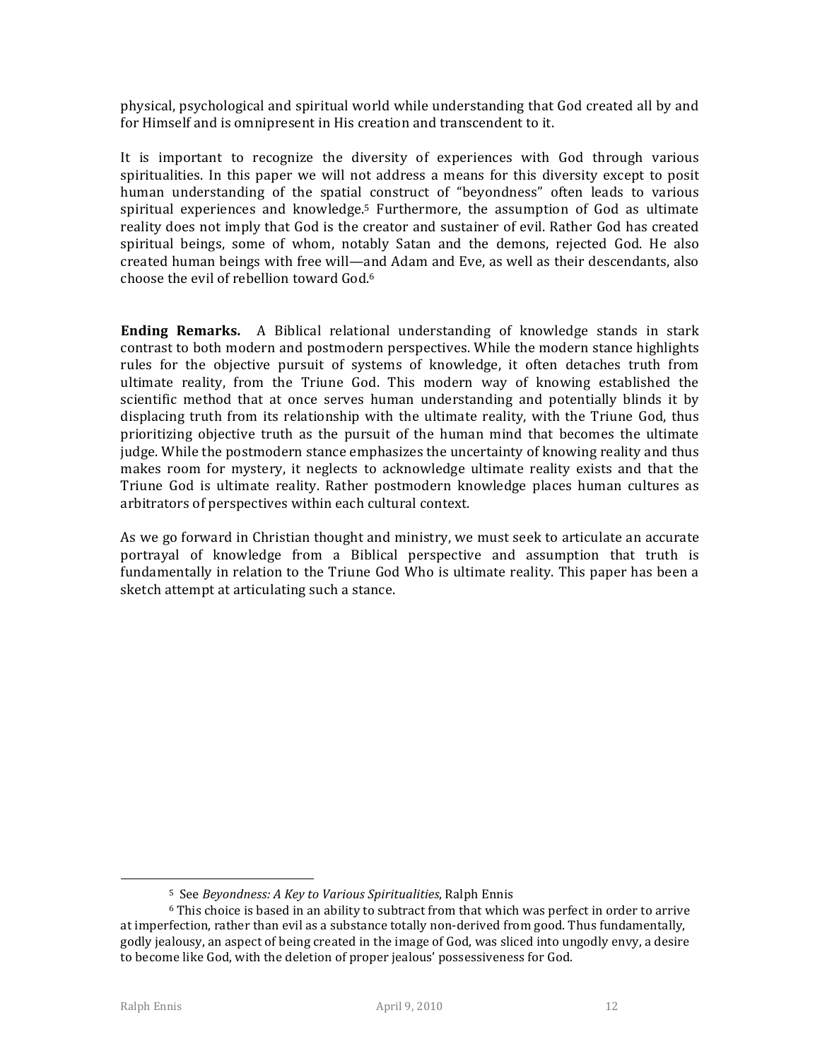physical, psychological and spiritual world while understanding that God created all by and for Himself and is omnipresent in His creation and transcendent to it.

It is important to recognize the diversity of experiences with God through various spiritualities. In this paper we will not address a means for this diversity except to posit human understanding of the spatial construct of "beyondness" often leads to various spiritual experiences and knowledge.[5] Furthermore, the assumption of God as ultimate reality does not imply that God is the creator and sustainer of evil. Rather God has created spiritual beings, some of whom, notably Satan and the demons, rejected God. He also created human beings with free will—and Adam and Eve, as well as their descendants, also choose the evil of rebellion toward God.[6]

**Ending Remarks.** A Biblical relational understanding of knowledge stands in stark contrast to both modern and postmodern perspectives. While the modern stance highlights rules for the objective pursuit of systems of knowledge, it often detaches truth from ultimate reality, from the Triune God. This modern way of knowing established the scientific method that at once serves human understanding and potentially blinds it by displacing truth from its relationship with the ultimate reality, with the Triune God, thus prioritizing objective truth as the pursuit of the human mind that becomes the ultimate judge. While the postmodern stance emphasizes the uncertainty of knowing reality and thus makes room for mystery, it neglects to acknowledge ultimate reality exists and that the Triune God is ultimate reality. Rather postmodern knowledge places human cultures as arbitrators of perspectives within each cultural context.

As we go forward in Christian thought and ministry, we must seek to articulate an accurate portrayal of knowledge from a Biblical perspective and assumption that truth is fundamentally in relation to the Triune God Who is ultimate reality. This paper has been a sketch attempt at articulating such a stance.

---

[5] See *Beyondness: A Key to Various Spiritualities*, Ralph Ennis

[6] This choice is based in an ability to subtract from that which was perfect in order to arrive at imperfection, rather than evil as a substance totally non-derived from good. Thus fundamentally, godly jealousy, an aspect of being created in the image of God, was sliced into ungodly envy, a desire to become like God, with the deletion of proper jealous' possessiveness for God.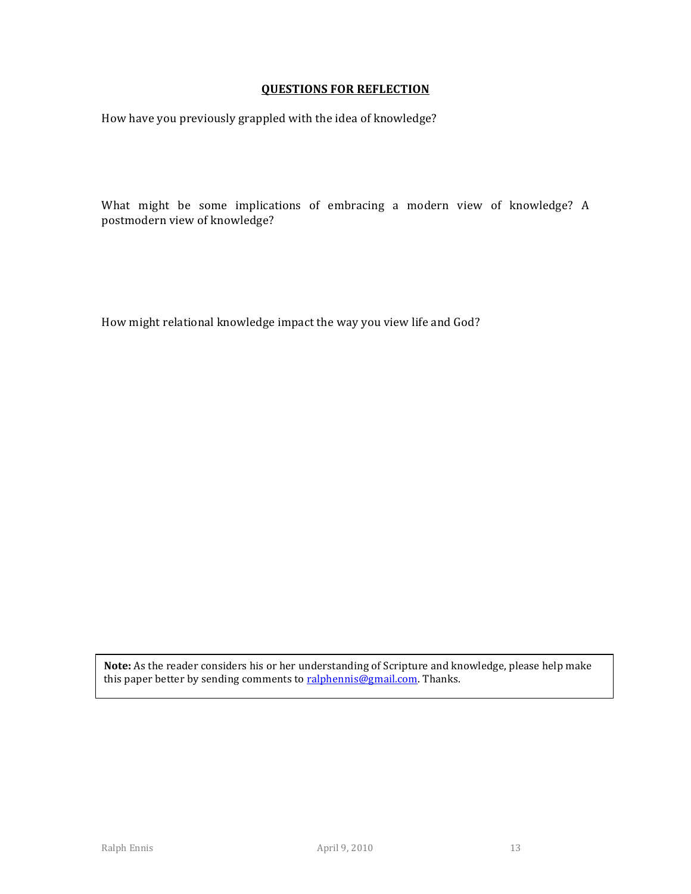## **QUESTIONS FOR REFLECTION**

How have you previously grappled with the idea of knowledge?

What might be some implications of embracing a modern view of knowledge? A postmodern view of knowledge?

How might relational knowledge impact the way you view life and God?

**Note:** As the reader considers his or her understanding of Scripture and knowledge, please help make this paper better by sending comments to ralphennis@gmail.com. Thanks.